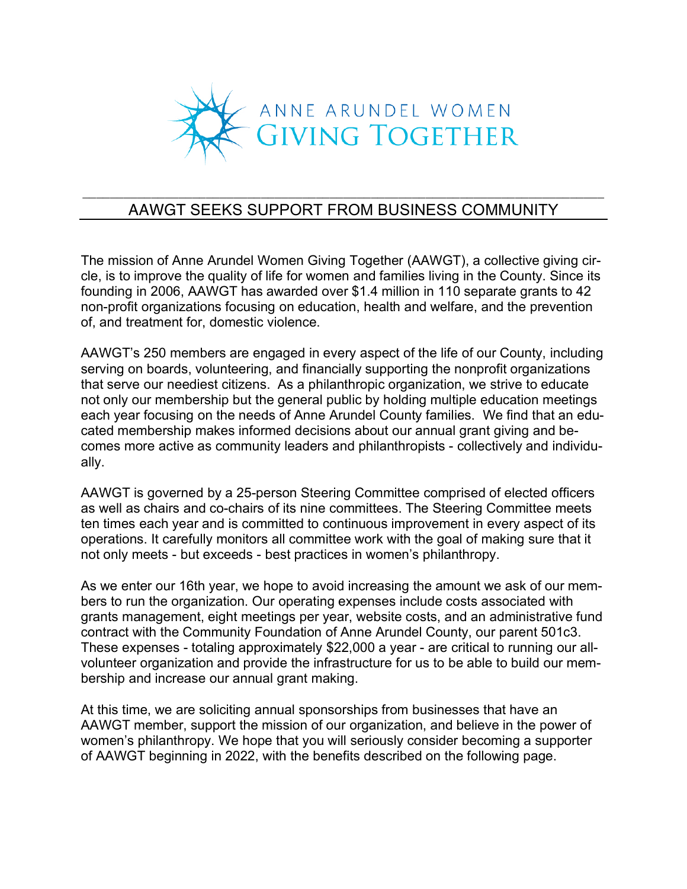# ANNE ARUNDEL WOMEN GIVING TOGETHER

## AAWGT SEEKS SUPPORT FROM BUSINESS COMMUNITY

The mission of Anne Arundel Women Giving Together (AAWGT), a collective giving circle, is to improve the quality of life for women and families living in the County. Since its founding in 2006, AAWGT has awarded over $1.4 million in 110 separate grants to 42 non-profit organizations focusing on education, health and welfare, and the prevention of, and treatment for, domestic violence.

AAWGT's 250 members are engaged in every aspect of the life of our County, including serving on boards, volunteering, and financially supporting the nonprofit organizations that serve our neediest citizens. As a philanthropic organization, we strive to educate not only our membership but the general public by holding multiple education meetings each year focusing on the needs of Anne Arundel County families. We find that an educated membership makes informed decisions about our annual grant giving and becomes more active as community leaders and philanthropists - collectively and individually.

AAWGT is governed by a 25-person Steering Committee comprised of elected officers as well as chairs and co-chairs of its nine committees. The Steering Committee meets ten times each year and is committed to continuous improvement in every aspect of its operations. It carefully monitors all committee work with the goal of making sure that it not only meets - but exceeds - best practices in women's philanthropy.

As we enter our 16th year, we hope to avoid increasing the amount we ask of our members to run the organization. Our operating expenses include costs associated with grants management, eight meetings per year, website costs, and an administrative fund contract with the Community Foundation of Anne Arundel County, our parent 501c3. These expenses - totaling approximately $22,000 a year - are critical to running our all-volunteer organization and provide the infrastructure for us to be able to build our membership and increase our annual grant making.

At this time, we are soliciting annual sponsorships from businesses that have an AAWGT member, support the mission of our organization, and believe in the power of women's philanthropy. We hope that you will seriously consider becoming a supporter of AAWGT beginning in 2022, with the benefits described on the following page.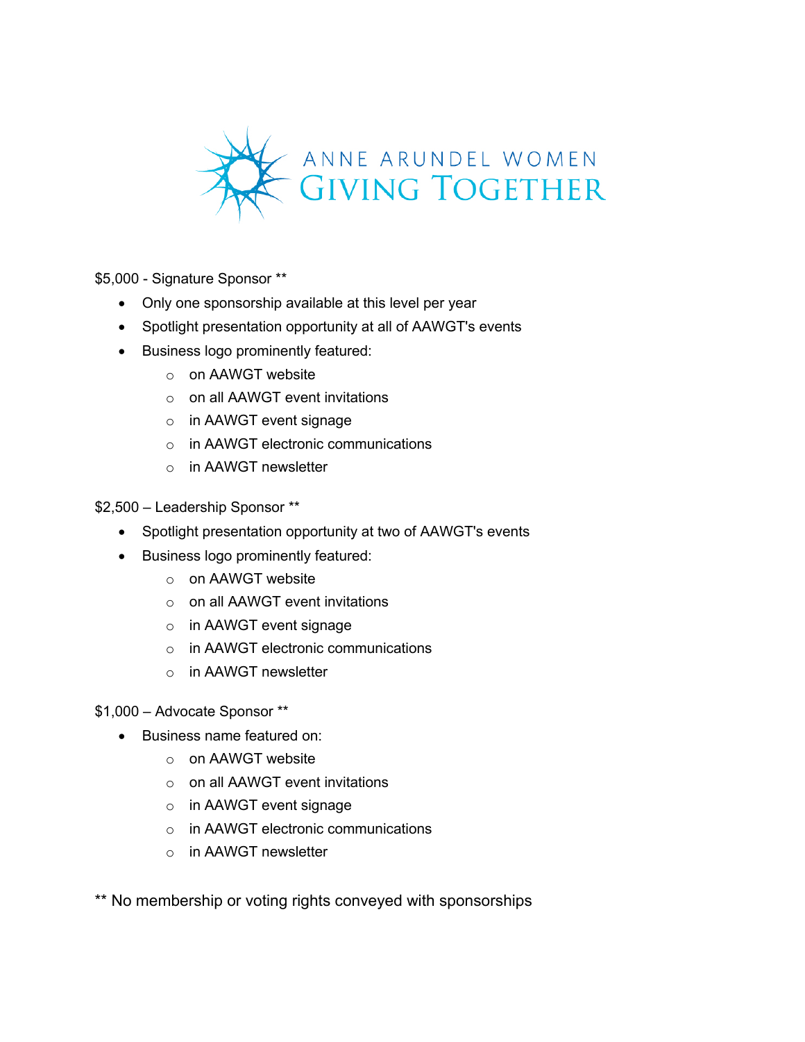# ANNE ARUNDEL WOMEN GIVING TOGETHER

$5,000 - Signature Sponsor **

- Only one sponsorship available at this level per year
- Spotlight presentation opportunity at all of AAWGT's events
- Business logo prominently featured:
  - on AAWGT website
  - on all AAWGT event invitations
  - in AAWGT event signage
  - in AAWGT electronic communications
  - in AAWGT newsletter

$2,500 – Leadership Sponsor **

- Spotlight presentation opportunity at two of AAWGT's events
- Business logo prominently featured:
  - on AAWGT website
  - on all AAWGT event invitations
  - in AAWGT event signage
  - in AAWGT electronic communications
  - in AAWGT newsletter

$1,000 – Advocate Sponsor **

- Business name featured on:
  - on AAWGT website
  - on all AAWGT event invitations
  - in AAWGT event signage
  - in AAWGT electronic communications
  - in AAWGT newsletter

** No membership or voting rights conveyed with sponsorships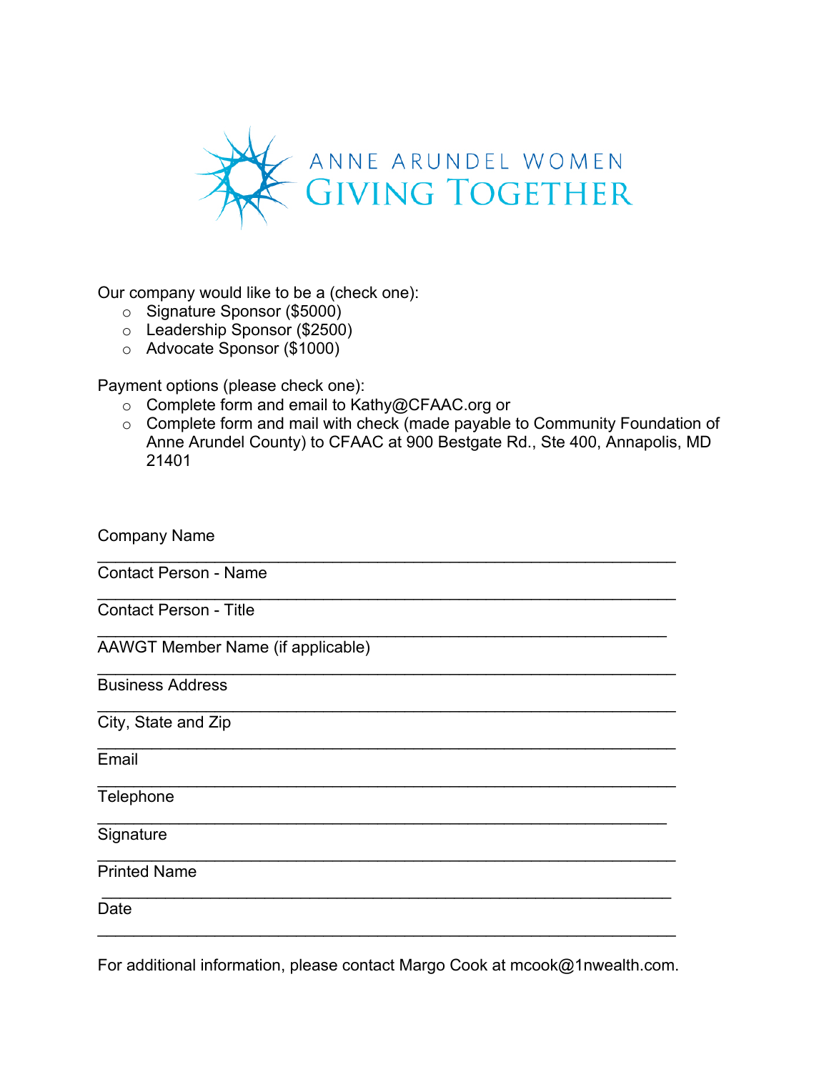# ANNE ARUNDEL WOMEN GIVING TOGETHER

Our company would like to be a (check one):

- Signature Sponsor ($5000)
- Leadership Sponsor ($2500)
- Advocate Sponsor ($1000)

Payment options (please check one):

- Complete form and email to Kathy@CFAAC.org or
- Complete form and mail with check (made payable to Community Foundation of Anne Arundel County) to CFAAC at 900 Bestgate Rd., Ste 400, Annapolis, MD 21401

Company Name

______________________________________________________________

Contact Person - Name

______________________________________________________________

Contact Person - Title

______________________________________________________________

AAWGT Member Name (if applicable)

______________________________________________________________

Business Address

______________________________________________________________

City, State and Zip

______________________________________________________________

Email

______________________________________________________________

Telephone

______________________________________________________________

Signature

______________________________________________________________

Printed Name

______________________________________________________________

Date

______________________________________________________________

For additional information, please contact Margo Cook at mcook@1nwealth.com.